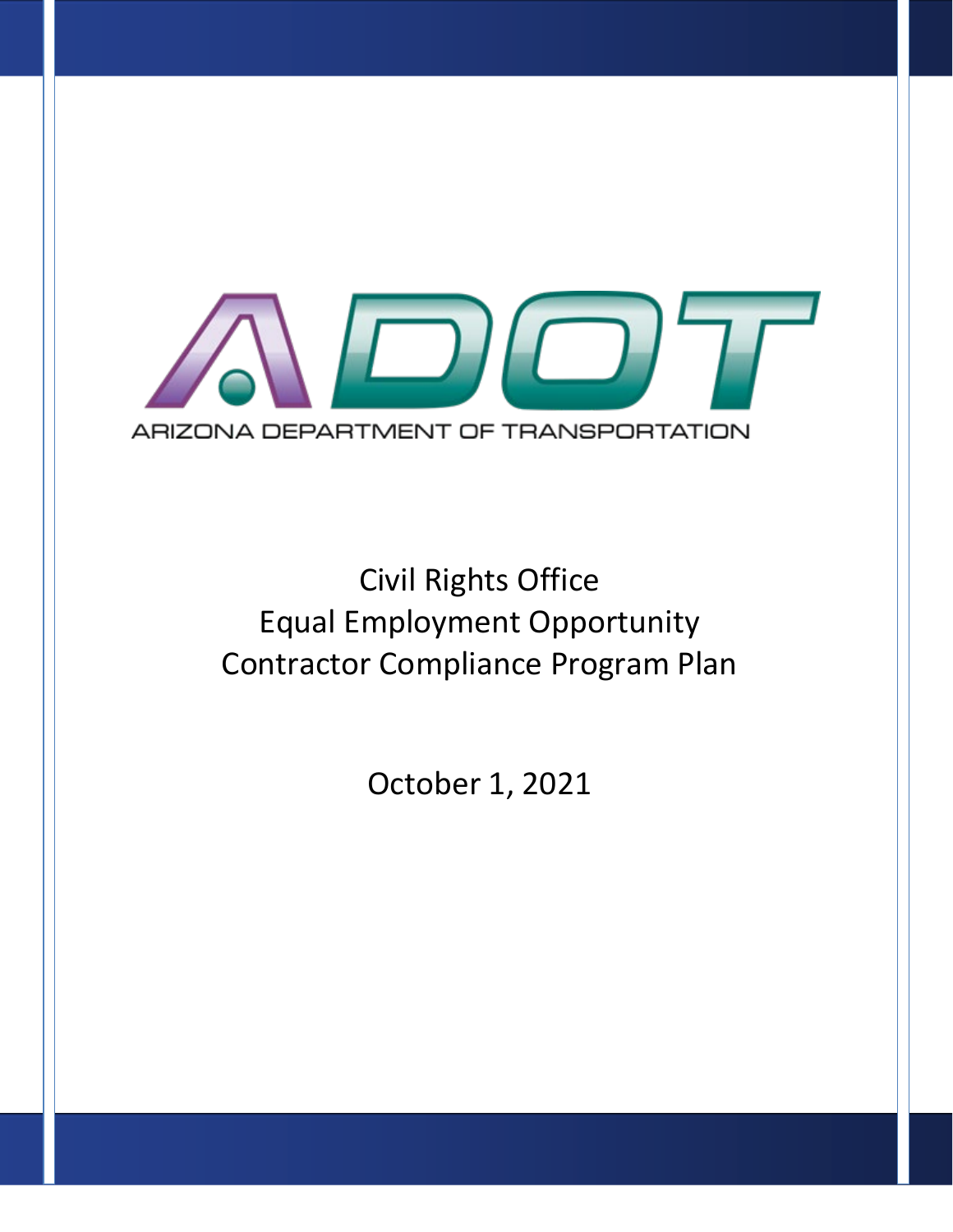ADOT

ARIZONA DEPARTMENT OF TRANSPORTATION

# Civil Rights Office
# Equal Employment Opportunity
# Contractor Compliance Program Plan

October 1, 2021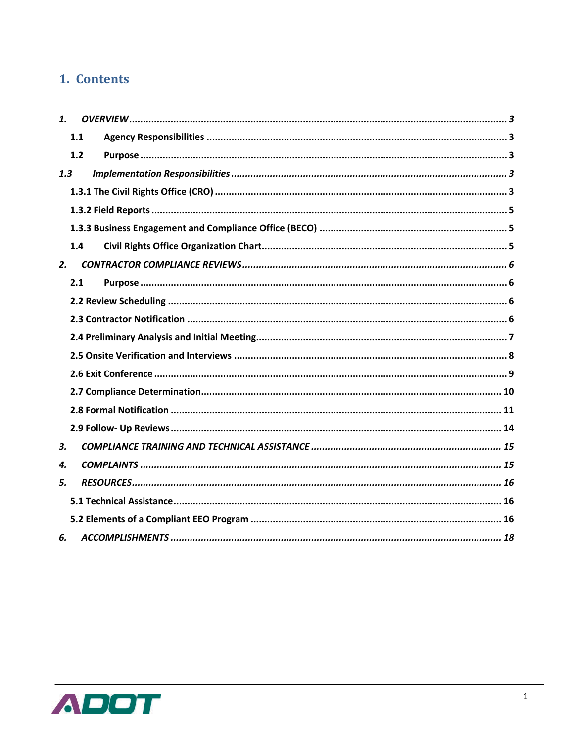# 1. Contents

| | | |
|---|---|---|
| *1.* | ***OVERVIEW*** | *3* |
| 1.1 | **Agency Responsibilities** | 3 |
| 1.2 | **Purpose** | 3 |
| *1.3* | ***Implementation Responsibilities*** | *3* |
| | **1.3.1 The Civil Rights Office (CRO)** | 3 |
| | **1.3.2 Field Reports** | 5 |
| | **1.3.3 Business Engagement and Compliance Office (BECO)** | 5 |
| 1.4 | **Civil Rights Office Organization Chart** | 5 |
| *2.* | ***CONTRACTOR COMPLIANCE REVIEWS*** | *6* |
| 2.1 | **Purpose** | 6 |
| | **2.2 Review Scheduling** | 6 |
| | **2.3 Contractor Notification** | 6 |
| | **2.4 Preliminary Analysis and Initial Meeting** | 7 |
| | **2.5 Onsite Verification and Interviews** | 8 |
| | **2.6 Exit Conference** | 9 |
| | **2.7 Compliance Determination** | 10 |
| | **2.8 Formal Notification** | 11 |
| | **2.9 Follow- Up Reviews** | 14 |
| *3.* | ***COMPLIANCE TRAINING AND TECHNICAL ASSISTANCE*** | *15* |
| *4.* | ***COMPLAINTS*** | *15* |
| *5.* | ***RESOURCES*** | *16* |
| | **5.1 Technical Assistance** | 16 |
| | **5.2 Elements of a Compliant EEO Program** | 16 |
| *6.* | ***ACCOMPLISHMENTS*** | *18* |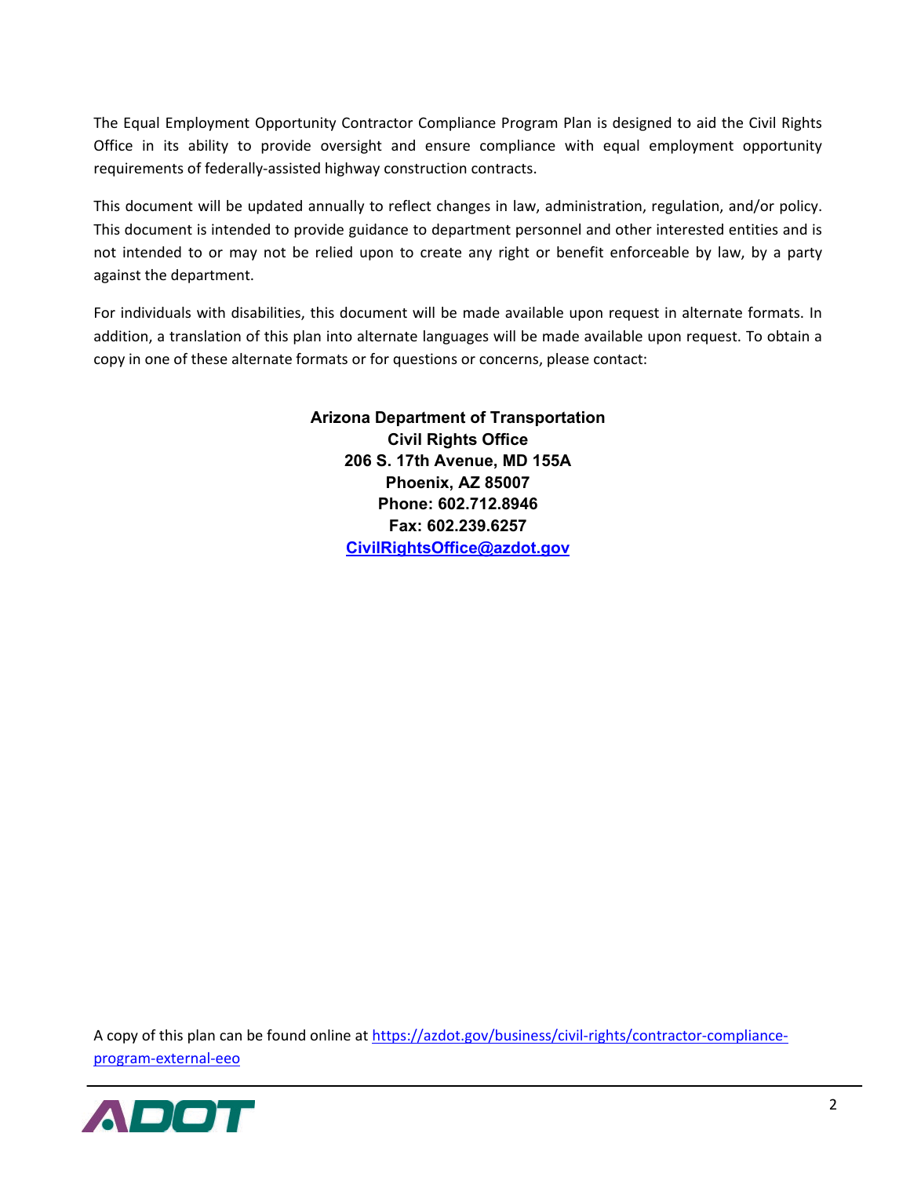The Equal Employment Opportunity Contractor Compliance Program Plan is designed to aid the Civil Rights Office in its ability to provide oversight and ensure compliance with equal employment opportunity requirements of federally-assisted highway construction contracts.

This document will be updated annually to reflect changes in law, administration, regulation, and/or policy. This document is intended to provide guidance to department personnel and other interested entities and is not intended to or may not be relied upon to create any right or benefit enforceable by law, by a party against the department.

For individuals with disabilities, this document will be made available upon request in alternate formats. In addition, a translation of this plan into alternate languages will be made available upon request. To obtain a copy in one of these alternate formats or for questions or concerns, please contact:

**Arizona Department of Transportation**
**Civil Rights Office**
**206 S. 17th Avenue, MD 155A**
**Phoenix, AZ 85007**
**Phone: 602.712.8946**
**Fax: 602.239.6257**
**[CivilRightsOffice@azdot.gov](mailto:CivilRightsOffice@azdot.gov)**

A copy of this plan can be found online at [https://azdot.gov/business/civil-rights/contractor-compliance-program-external-eeo](https://azdot.gov/business/civil-rights/contractor-compliance-program-external-eeo)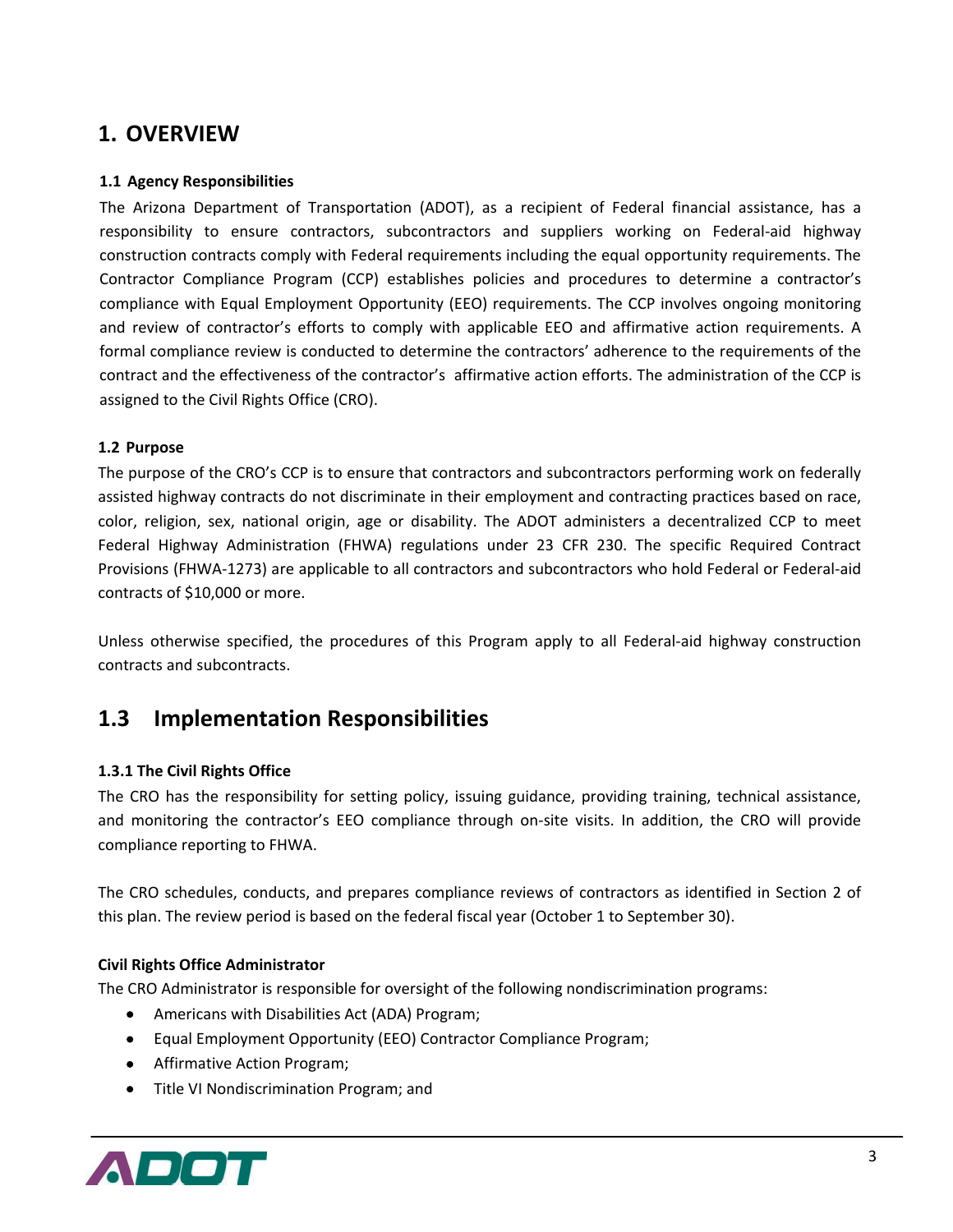# 1. OVERVIEW

### 1.1 Agency Responsibilities

The Arizona Department of Transportation (ADOT), as a recipient of Federal financial assistance, has a responsibility to ensure contractors, subcontractors and suppliers working on Federal-aid highway construction contracts comply with Federal requirements including the equal opportunity requirements. The Contractor Compliance Program (CCP) establishes policies and procedures to determine a contractor's compliance with Equal Employment Opportunity (EEO) requirements. The CCP involves ongoing monitoring and review of contractor's efforts to comply with applicable EEO and affirmative action requirements. A formal compliance review is conducted to determine the contractors' adherence to the requirements of the contract and the effectiveness of the contractor's affirmative action efforts. The administration of the CCP is assigned to the Civil Rights Office (CRO).

### 1.2 Purpose

The purpose of the CRO's CCP is to ensure that contractors and subcontractors performing work on federally assisted highway contracts do not discriminate in their employment and contracting practices based on race, color, religion, sex, national origin, age or disability. The ADOT administers a decentralized CCP to meet Federal Highway Administration (FHWA) regulations under 23 CFR 230. The specific Required Contract Provisions (FHWA-1273) are applicable to all contractors and subcontractors who hold Federal or Federal-aid contracts of $10,000 or more.

Unless otherwise specified, the procedures of this Program apply to all Federal-aid highway construction contracts and subcontracts.

## 1.3 Implementation Responsibilities

### 1.3.1 The Civil Rights Office

The CRO has the responsibility for setting policy, issuing guidance, providing training, technical assistance, and monitoring the contractor's EEO compliance through on-site visits. In addition, the CRO will provide compliance reporting to FHWA.

The CRO schedules, conducts, and prepares compliance reviews of contractors as identified in Section 2 of this plan. The review period is based on the federal fiscal year (October 1 to September 30).

**Civil Rights Office Administrator**

The CRO Administrator is responsible for oversight of the following nondiscrimination programs:

- Americans with Disabilities Act (ADA) Program;
- Equal Employment Opportunity (EEO) Contractor Compliance Program;
- Affirmative Action Program;
- Title VI Nondiscrimination Program; and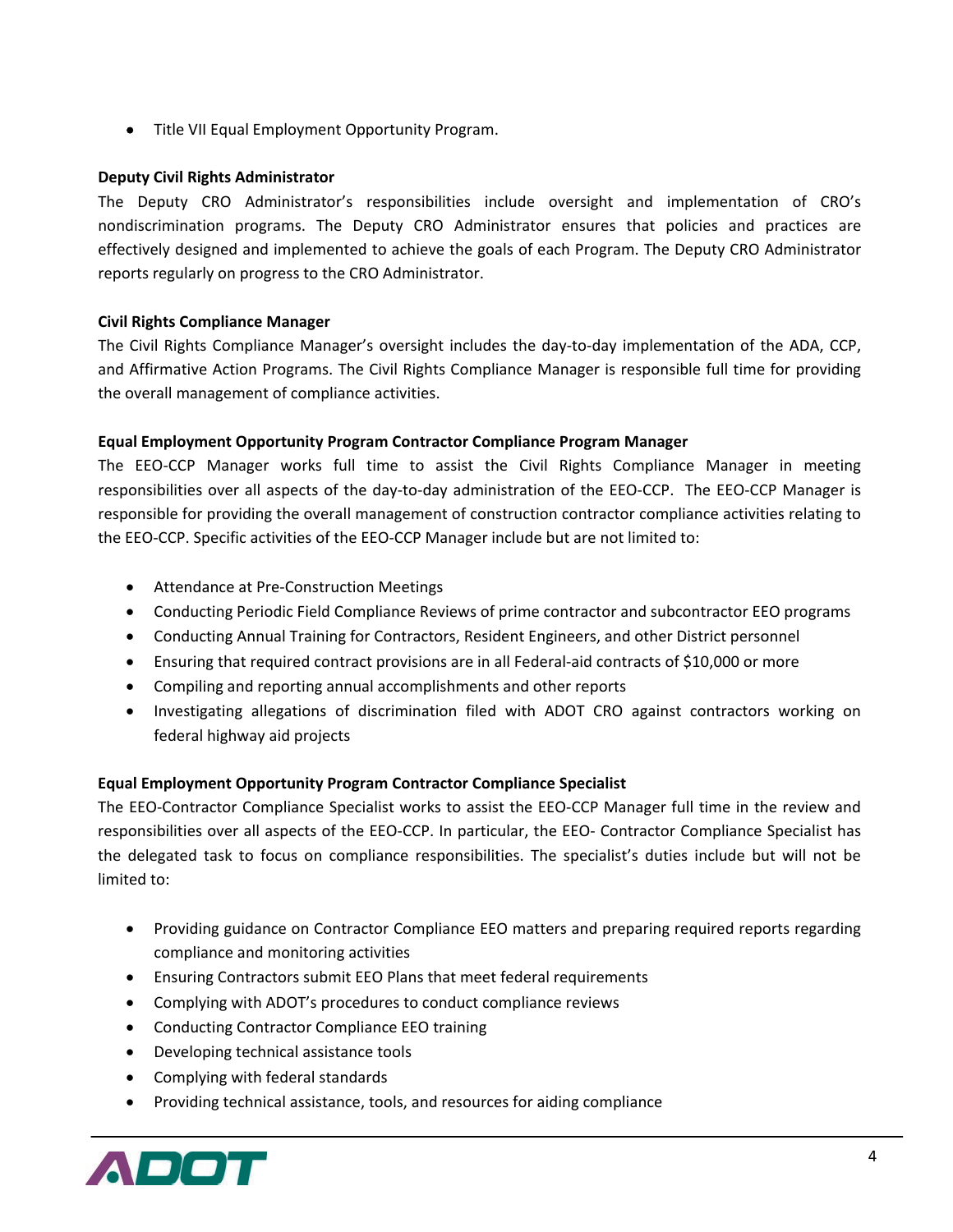- Title VII Equal Employment Opportunity Program.

**Deputy Civil Rights Administrator**

The Deputy CRO Administrator's responsibilities include oversight and implementation of CRO's nondiscrimination programs. The Deputy CRO Administrator ensures that policies and practices are effectively designed and implemented to achieve the goals of each Program. The Deputy CRO Administrator reports regularly on progress to the CRO Administrator.

**Civil Rights Compliance Manager**

The Civil Rights Compliance Manager's oversight includes the day-to-day implementation of the ADA, CCP, and Affirmative Action Programs. The Civil Rights Compliance Manager is responsible full time for providing the overall management of compliance activities.

**Equal Employment Opportunity Program Contractor Compliance Program Manager**

The EEO-CCP Manager works full time to assist the Civil Rights Compliance Manager in meeting responsibilities over all aspects of the day-to-day administration of the EEO-CCP. The EEO-CCP Manager is responsible for providing the overall management of construction contractor compliance activities relating to the EEO-CCP. Specific activities of the EEO-CCP Manager include but are not limited to:

- Attendance at Pre-Construction Meetings
- Conducting Periodic Field Compliance Reviews of prime contractor and subcontractor EEO programs
- Conducting Annual Training for Contractors, Resident Engineers, and other District personnel
- Ensuring that required contract provisions are in all Federal-aid contracts of $10,000 or more
- Compiling and reporting annual accomplishments and other reports
- Investigating allegations of discrimination filed with ADOT CRO against contractors working on federal highway aid projects

**Equal Employment Opportunity Program Contractor Compliance Specialist**

The EEO-Contractor Compliance Specialist works to assist the EEO-CCP Manager full time in the review and responsibilities over all aspects of the EEO-CCP. In particular, the EEO- Contractor Compliance Specialist has the delegated task to focus on compliance responsibilities. The specialist's duties include but will not be limited to:

- Providing guidance on Contractor Compliance EEO matters and preparing required reports regarding compliance and monitoring activities
- Ensuring Contractors submit EEO Plans that meet federal requirements
- Complying with ADOT's procedures to conduct compliance reviews
- Conducting Contractor Compliance EEO training
- Developing technical assistance tools
- Complying with federal standards
- Providing technical assistance, tools, and resources for aiding compliance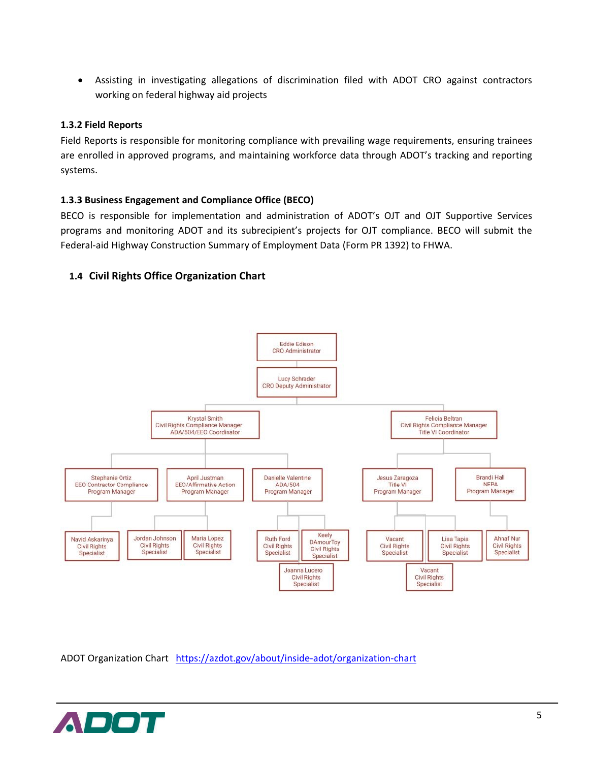- Assisting in investigating allegations of discrimination filed with ADOT CRO against contractors working on federal highway aid projects

### 1.3.2 Field Reports

Field Reports is responsible for monitoring compliance with prevailing wage requirements, ensuring trainees are enrolled in approved programs, and maintaining workforce data through ADOT's tracking and reporting systems.

### 1.3.3 Business Engagement and Compliance Office (BECO)

BECO is responsible for implementation and administration of ADOT's OJT and OJT Supportive Services programs and monitoring ADOT and its subrecipient's projects for OJT compliance. BECO will submit the Federal-aid Highway Construction Summary of Employment Data (Form PR 1392) to FHWA.

## 1.4 Civil Rights Office Organization Chart

- Eddie Edison, CRO Administrator
  - Lucy Schrader, CRO Deputy Administrator
    - Krystal Smith, Civil Rights Compliance Manager, ADA/504/EEO Coordinator
      - Stephanie Ortiz, EEO Contractor Compliance Program Manager
        - Navid Askarinya, Civil Rights Specialist
      - April Justman, EEO/Affirmative Action Program Manager
        - Jordan Johnson, Civil Rights Specialist
        - Maria Lopez, Civil Rights Specialist
      - Danielle Valentine, ADA/504 Program Manager
        - Ruth Ford, Civil Rights Specialist
        - Keely DAmourToy, Civil Rights Specialist
        - Joanna Lucero, Civil Rights Specialist
    - Felicia Beltran, Civil Rights Compliance Manager, Title VI Coordinator
      - Jesus Zaragoza, Title VI Program Manager
        - Vacant, Civil Rights Specialist
        - Lisa Tapia, Civil Rights Specialist
        - Vacant, Civil Rights Specialist
      - Brandi Hall, NEPA Program Manager
        - Ahnaf Nur, Civil Rights Specialist

ADOT Organization Chart https://azdot.gov/about/inside-adot/organization-chart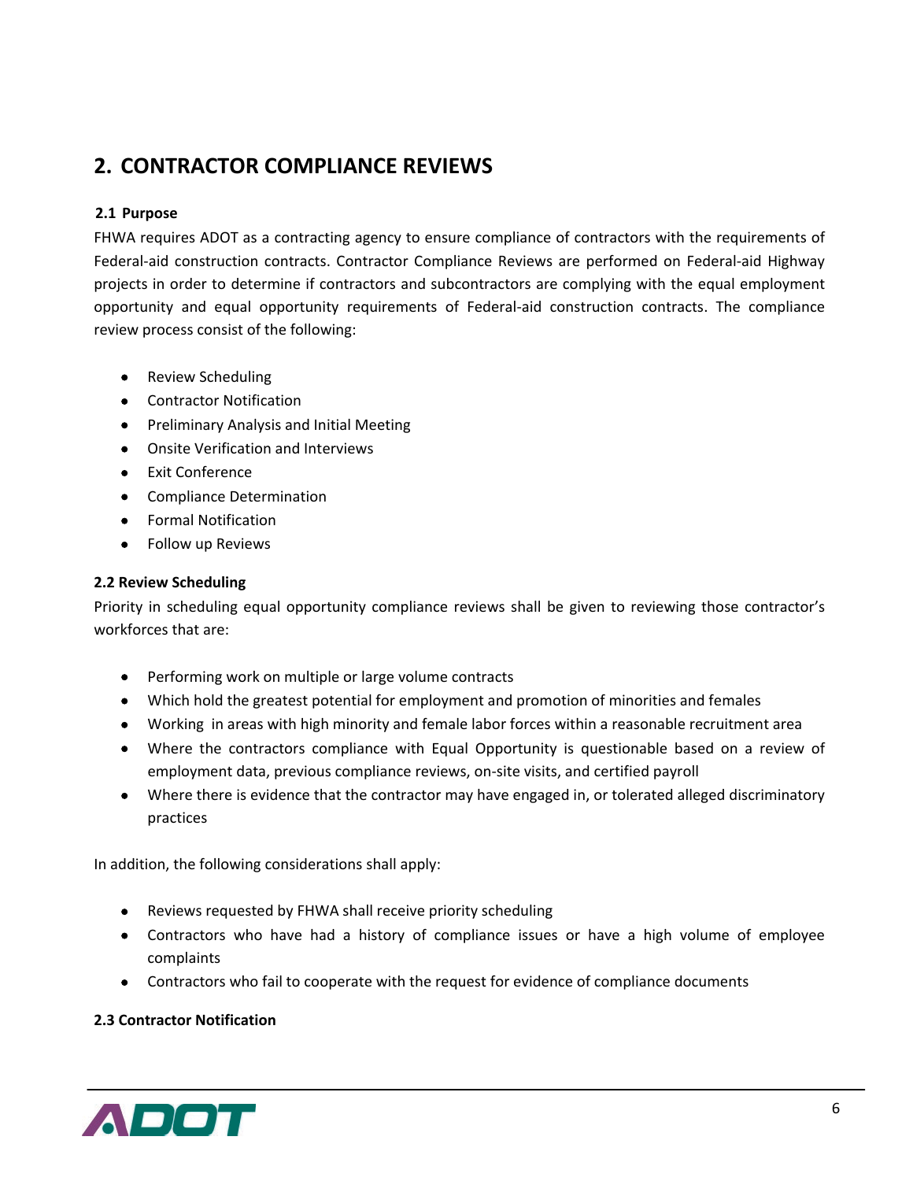# 2. CONTRACTOR COMPLIANCE REVIEWS

## 2.1 Purpose

FHWA requires ADOT as a contracting agency to ensure compliance of contractors with the requirements of Federal-aid construction contracts. Contractor Compliance Reviews are performed on Federal-aid Highway projects in order to determine if contractors and subcontractors are complying with the equal employment opportunity and equal opportunity requirements of Federal-aid construction contracts. The compliance review process consist of the following:

- Review Scheduling
- Contractor Notification
- Preliminary Analysis and Initial Meeting
- Onsite Verification and Interviews
- Exit Conference
- Compliance Determination
- Formal Notification
- Follow up Reviews

## 2.2 Review Scheduling

Priority in scheduling equal opportunity compliance reviews shall be given to reviewing those contractor's workforces that are:

- Performing work on multiple or large volume contracts
- Which hold the greatest potential for employment and promotion of minorities and females
- Working in areas with high minority and female labor forces within a reasonable recruitment area
- Where the contractors compliance with Equal Opportunity is questionable based on a review of employment data, previous compliance reviews, on-site visits, and certified payroll
- Where there is evidence that the contractor may have engaged in, or tolerated alleged discriminatory practices

In addition, the following considerations shall apply:

- Reviews requested by FHWA shall receive priority scheduling
- Contractors who have had a history of compliance issues or have a high volume of employee complaints
- Contractors who fail to cooperate with the request for evidence of compliance documents

## 2.3 Contractor Notification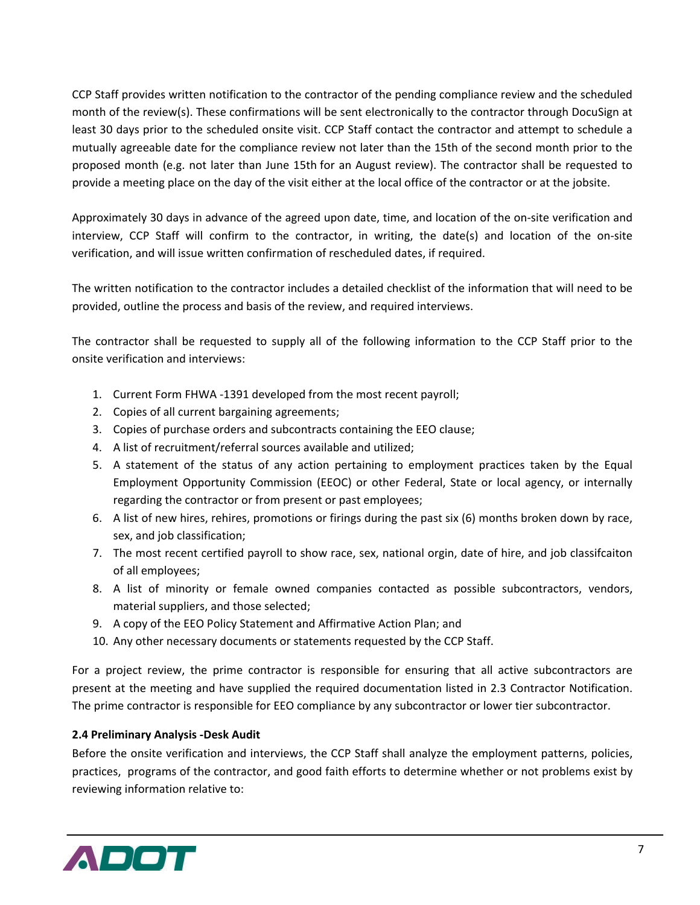CCP Staff provides written notification to the contractor of the pending compliance review and the scheduled month of the review(s). These confirmations will be sent electronically to the contractor through DocuSign at least 30 days prior to the scheduled onsite visit. CCP Staff contact the contractor and attempt to schedule a mutually agreeable date for the compliance review not later than the 15th of the second month prior to the proposed month (e.g. not later than June 15th for an August review). The contractor shall be requested to provide a meeting place on the day of the visit either at the local office of the contractor or at the jobsite.

Approximately 30 days in advance of the agreed upon date, time, and location of the on-site verification and interview, CCP Staff will confirm to the contractor, in writing, the date(s) and location of the on-site verification, and will issue written confirmation of rescheduled dates, if required.

The written notification to the contractor includes a detailed checklist of the information that will need to be provided, outline the process and basis of the review, and required interviews.

The contractor shall be requested to supply all of the following information to the CCP Staff prior to the onsite verification and interviews:

1. Current Form FHWA -1391 developed from the most recent payroll;
2. Copies of all current bargaining agreements;
3. Copies of purchase orders and subcontracts containing the EEO clause;
4. A list of recruitment/referral sources available and utilized;
5. A statement of the status of any action pertaining to employment practices taken by the Equal Employment Opportunity Commission (EEOC) or other Federal, State or local agency, or internally regarding the contractor or from present or past employees;
6. A list of new hires, rehires, promotions or firings during the past six (6) months broken down by race, sex, and job classification;
7. The most recent certified payroll to show race, sex, national orgin, date of hire, and job classifcaiton of all employees;
8. A list of minority or female owned companies contacted as possible subcontractors, vendors, material suppliers, and those selected;
9. A copy of the EEO Policy Statement and Affirmative Action Plan; and
10. Any other necessary documents or statements requested by the CCP Staff.

For a project review, the prime contractor is responsible for ensuring that all active subcontractors are present at the meeting and have supplied the required documentation listed in 2.3 Contractor Notification. The prime contractor is responsible for EEO compliance by any subcontractor or lower tier subcontractor.

**2.4 Preliminary Analysis -Desk Audit**

Before the onsite verification and interviews, the CCP Staff shall analyze the employment patterns, policies, practices, programs of the contractor, and good faith efforts to determine whether or not problems exist by reviewing information relative to: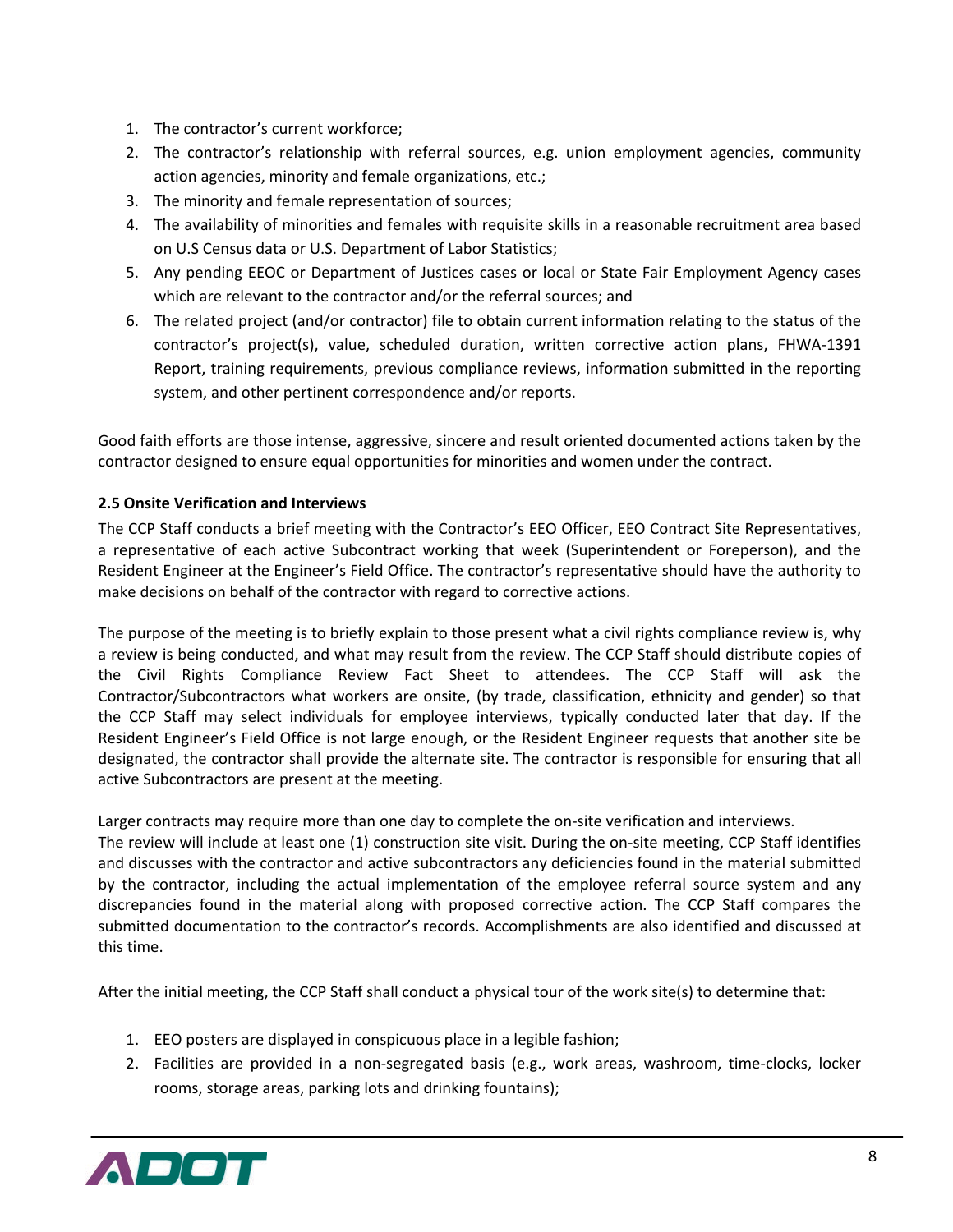1. The contractor's current workforce;
2. The contractor's relationship with referral sources, e.g. union employment agencies, community action agencies, minority and female organizations, etc.;
3. The minority and female representation of sources;
4. The availability of minorities and females with requisite skills in a reasonable recruitment area based on U.S Census data or U.S. Department of Labor Statistics;
5. Any pending EEOC or Department of Justices cases or local or State Fair Employment Agency cases which are relevant to the contractor and/or the referral sources; and
6. The related project (and/or contractor) file to obtain current information relating to the status of the contractor's project(s), value, scheduled duration, written corrective action plans, FHWA-1391 Report, training requirements, previous compliance reviews, information submitted in the reporting system, and other pertinent correspondence and/or reports.

Good faith efforts are those intense, aggressive, sincere and result oriented documented actions taken by the contractor designed to ensure equal opportunities for minorities and women under the contract.

**2.5 Onsite Verification and Interviews**

The CCP Staff conducts a brief meeting with the Contractor's EEO Officer, EEO Contract Site Representatives, a representative of each active Subcontract working that week (Superintendent or Foreperson), and the Resident Engineer at the Engineer's Field Office. The contractor's representative should have the authority to make decisions on behalf of the contractor with regard to corrective actions.

The purpose of the meeting is to briefly explain to those present what a civil rights compliance review is, why a review is being conducted, and what may result from the review. The CCP Staff should distribute copies of the Civil Rights Compliance Review Fact Sheet to attendees. The CCP Staff will ask the Contractor/Subcontractors what workers are onsite, (by trade, classification, ethnicity and gender) so that the CCP Staff may select individuals for employee interviews, typically conducted later that day. If the Resident Engineer's Field Office is not large enough, or the Resident Engineer requests that another site be designated, the contractor shall provide the alternate site. The contractor is responsible for ensuring that all active Subcontractors are present at the meeting.

Larger contracts may require more than one day to complete the on-site verification and interviews.
The review will include at least one (1) construction site visit. During the on-site meeting, CCP Staff identifies and discusses with the contractor and active subcontractors any deficiencies found in the material submitted by the contractor, including the actual implementation of the employee referral source system and any discrepancies found in the material along with proposed corrective action. The CCP Staff compares the submitted documentation to the contractor's records. Accomplishments are also identified and discussed at this time.

After the initial meeting, the CCP Staff shall conduct a physical tour of the work site(s) to determine that:

1. EEO posters are displayed in conspicuous place in a legible fashion;
2. Facilities are provided in a non-segregated basis (e.g., work areas, washroom, time-clocks, locker rooms, storage areas, parking lots and drinking fountains);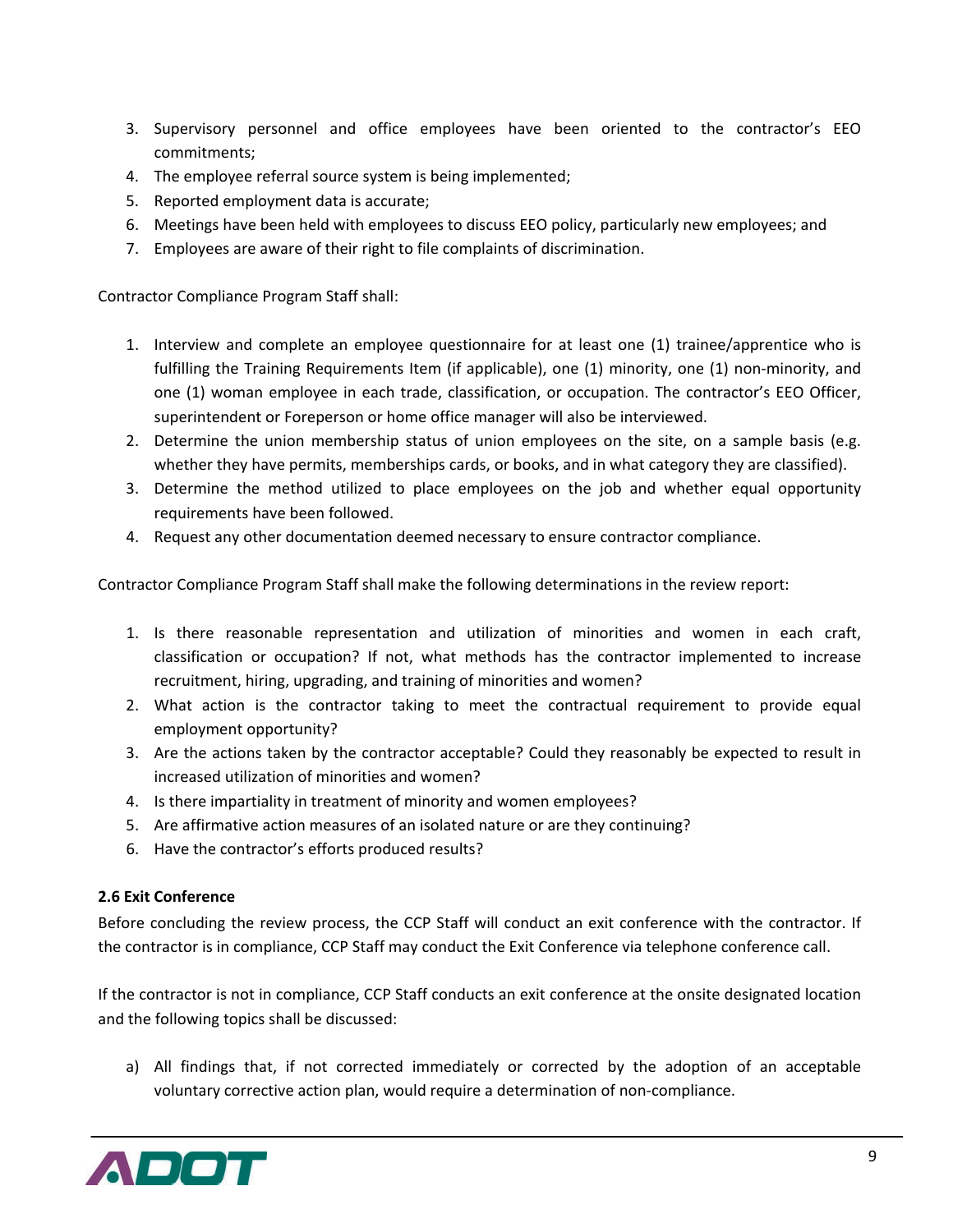3. Supervisory personnel and office employees have been oriented to the contractor's EEO commitments;
4. The employee referral source system is being implemented;
5. Reported employment data is accurate;
6. Meetings have been held with employees to discuss EEO policy, particularly new employees; and
7. Employees are aware of their right to file complaints of discrimination.

Contractor Compliance Program Staff shall:

1. Interview and complete an employee questionnaire for at least one (1) trainee/apprentice who is fulfilling the Training Requirements Item (if applicable), one (1) minority, one (1) non-minority, and one (1) woman employee in each trade, classification, or occupation. The contractor's EEO Officer, superintendent or Foreperson or home office manager will also be interviewed.
2. Determine the union membership status of union employees on the site, on a sample basis (e.g. whether they have permits, memberships cards, or books, and in what category they are classified).
3. Determine the method utilized to place employees on the job and whether equal opportunity requirements have been followed.
4. Request any other documentation deemed necessary to ensure contractor compliance.

Contractor Compliance Program Staff shall make the following determinations in the review report:

1. Is there reasonable representation and utilization of minorities and women in each craft, classification or occupation? If not, what methods has the contractor implemented to increase recruitment, hiring, upgrading, and training of minorities and women?
2. What action is the contractor taking to meet the contractual requirement to provide equal employment opportunity?
3. Are the actions taken by the contractor acceptable? Could they reasonably be expected to result in increased utilization of minorities and women?
4. Is there impartiality in treatment of minority and women employees?
5. Are affirmative action measures of an isolated nature or are they continuing?
6. Have the contractor's efforts produced results?

**2.6 Exit Conference**

Before concluding the review process, the CCP Staff will conduct an exit conference with the contractor. If the contractor is in compliance, CCP Staff may conduct the Exit Conference via telephone conference call.

If the contractor is not in compliance, CCP Staff conducts an exit conference at the onsite designated location and the following topics shall be discussed:

a) All findings that, if not corrected immediately or corrected by the adoption of an acceptable voluntary corrective action plan, would require a determination of non-compliance.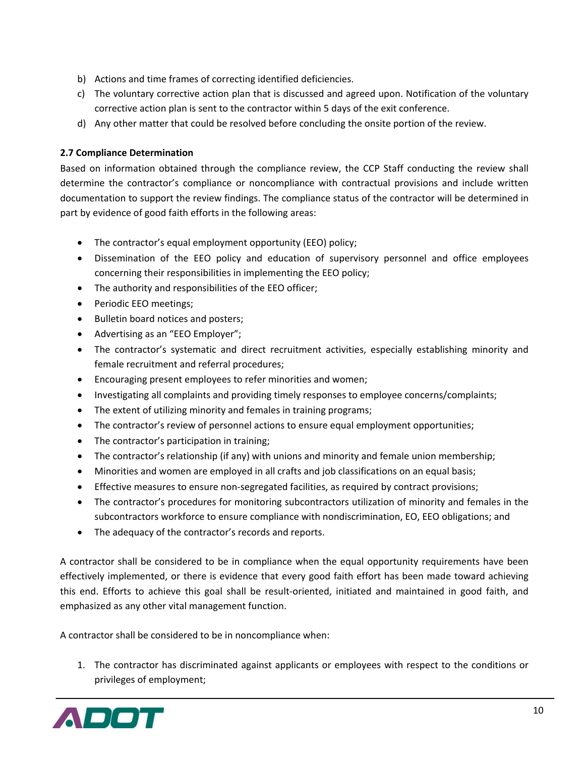b) Actions and time frames of correcting identified deficiencies.
c) The voluntary corrective action plan that is discussed and agreed upon. Notification of the voluntary corrective action plan is sent to the contractor within 5 days of the exit conference.
d) Any other matter that could be resolved before concluding the onsite portion of the review.

**2.7 Compliance Determination**

Based on information obtained through the compliance review, the CCP Staff conducting the review shall determine the contractor's compliance or noncompliance with contractual provisions and include written documentation to support the review findings. The compliance status of the contractor will be determined in part by evidence of good faith efforts in the following areas:

- The contractor's equal employment opportunity (EEO) policy;
- Dissemination of the EEO policy and education of supervisory personnel and office employees concerning their responsibilities in implementing the EEO policy;
- The authority and responsibilities of the EEO officer;
- Periodic EEO meetings;
- Bulletin board notices and posters;
- Advertising as an "EEO Employer";
- The contractor's systematic and direct recruitment activities, especially establishing minority and female recruitment and referral procedures;
- Encouraging present employees to refer minorities and women;
- Investigating all complaints and providing timely responses to employee concerns/complaints;
- The extent of utilizing minority and females in training programs;
- The contractor's review of personnel actions to ensure equal employment opportunities;
- The contractor's participation in training;
- The contractor's relationship (if any) with unions and minority and female union membership;
- Minorities and women are employed in all crafts and job classifications on an equal basis;
- Effective measures to ensure non-segregated facilities, as required by contract provisions;
- The contractor's procedures for monitoring subcontractors utilization of minority and females in the subcontractors workforce to ensure compliance with nondiscrimination, EO, EEO obligations; and
- The adequacy of the contractor's records and reports.

A contractor shall be considered to be in compliance when the equal opportunity requirements have been effectively implemented, or there is evidence that every good faith effort has been made toward achieving this end. Efforts to achieve this goal shall be result-oriented, initiated and maintained in good faith, and emphasized as any other vital management function.

A contractor shall be considered to be in noncompliance when:

1. The contractor has discriminated against applicants or employees with respect to the conditions or privileges of employment;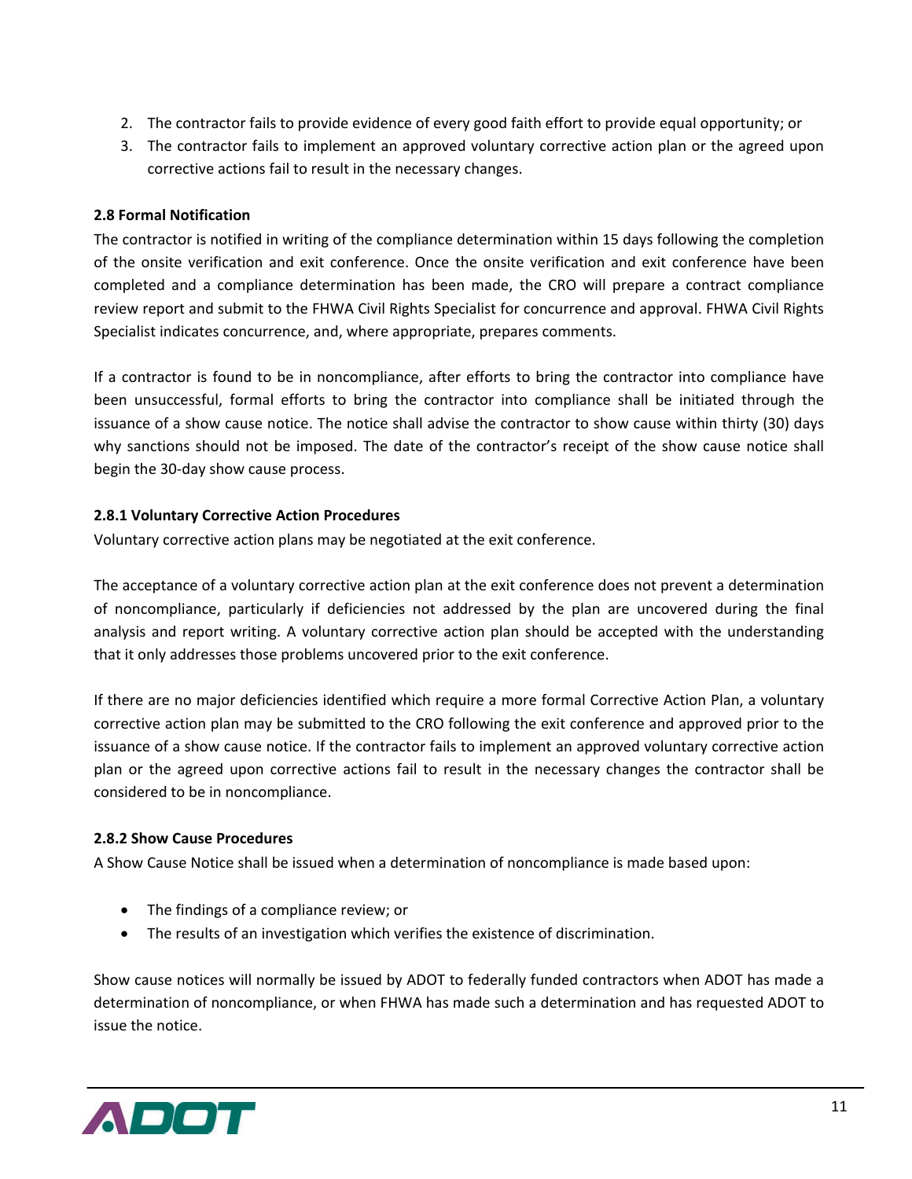2. The contractor fails to provide evidence of every good faith effort to provide equal opportunity; or
3. The contractor fails to implement an approved voluntary corrective action plan or the agreed upon corrective actions fail to result in the necessary changes.

**2.8 Formal Notification**

The contractor is notified in writing of the compliance determination within 15 days following the completion of the onsite verification and exit conference. Once the onsite verification and exit conference have been completed and a compliance determination has been made, the CRO will prepare a contract compliance review report and submit to the FHWA Civil Rights Specialist for concurrence and approval. FHWA Civil Rights Specialist indicates concurrence, and, where appropriate, prepares comments.

If a contractor is found to be in noncompliance, after efforts to bring the contractor into compliance have been unsuccessful, formal efforts to bring the contractor into compliance shall be initiated through the issuance of a show cause notice. The notice shall advise the contractor to show cause within thirty (30) days why sanctions should not be imposed. The date of the contractor's receipt of the show cause notice shall begin the 30-day show cause process.

**2.8.1 Voluntary Corrective Action Procedures**

Voluntary corrective action plans may be negotiated at the exit conference.

The acceptance of a voluntary corrective action plan at the exit conference does not prevent a determination of noncompliance, particularly if deficiencies not addressed by the plan are uncovered during the final analysis and report writing. A voluntary corrective action plan should be accepted with the understanding that it only addresses those problems uncovered prior to the exit conference.

If there are no major deficiencies identified which require a more formal Corrective Action Plan, a voluntary corrective action plan may be submitted to the CRO following the exit conference and approved prior to the issuance of a show cause notice. If the contractor fails to implement an approved voluntary corrective action plan or the agreed upon corrective actions fail to result in the necessary changes the contractor shall be considered to be in noncompliance.

**2.8.2 Show Cause Procedures**

A Show Cause Notice shall be issued when a determination of noncompliance is made based upon:

- The findings of a compliance review; or
- The results of an investigation which verifies the existence of discrimination.

Show cause notices will normally be issued by ADOT to federally funded contractors when ADOT has made a determination of noncompliance, or when FHWA has made such a determination and has requested ADOT to issue the notice.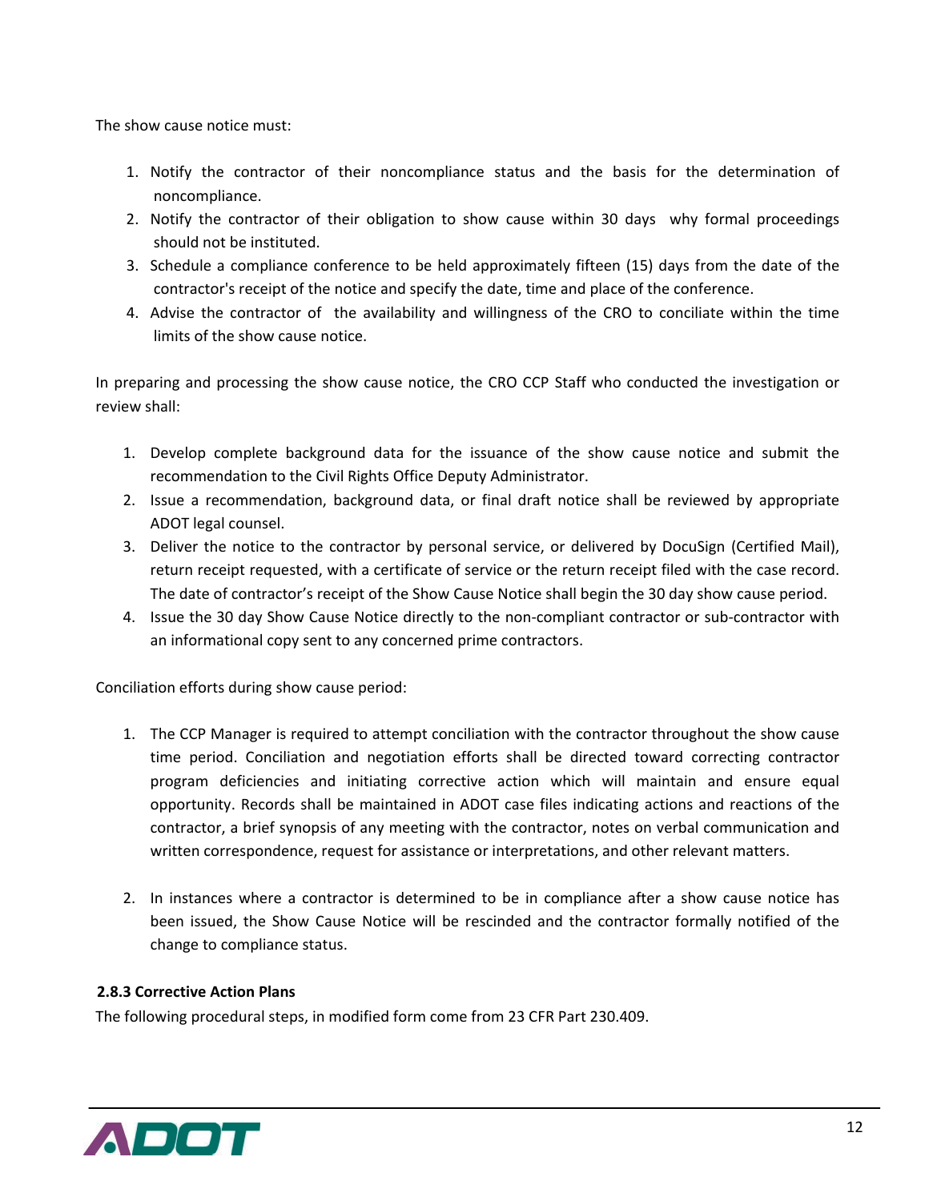The show cause notice must:

1. Notify the contractor of their noncompliance status and the basis for the determination of noncompliance.
2. Notify the contractor of their obligation to show cause within 30 days why formal proceedings should not be instituted.
3. Schedule a compliance conference to be held approximately fifteen (15) days from the date of the contractor's receipt of the notice and specify the date, time and place of the conference.
4. Advise the contractor of the availability and willingness of the CRO to conciliate within the time limits of the show cause notice.

In preparing and processing the show cause notice, the CRO CCP Staff who conducted the investigation or review shall:

1. Develop complete background data for the issuance of the show cause notice and submit the recommendation to the Civil Rights Office Deputy Administrator.
2. Issue a recommendation, background data, or final draft notice shall be reviewed by appropriate ADOT legal counsel.
3. Deliver the notice to the contractor by personal service, or delivered by DocuSign (Certified Mail), return receipt requested, with a certificate of service or the return receipt filed with the case record. The date of contractor's receipt of the Show Cause Notice shall begin the 30 day show cause period.
4. Issue the 30 day Show Cause Notice directly to the non-compliant contractor or sub-contractor with an informational copy sent to any concerned prime contractors.

Conciliation efforts during show cause period:

1. The CCP Manager is required to attempt conciliation with the contractor throughout the show cause time period. Conciliation and negotiation efforts shall be directed toward correcting contractor program deficiencies and initiating corrective action which will maintain and ensure equal opportunity. Records shall be maintained in ADOT case files indicating actions and reactions of the contractor, a brief synopsis of any meeting with the contractor, notes on verbal communication and written correspondence, request for assistance or interpretations, and other relevant matters.

2. In instances where a contractor is determined to be in compliance after a show cause notice has been issued, the Show Cause Notice will be rescinded and the contractor formally notified of the change to compliance status.

### 2.8.3 Corrective Action Plans

The following procedural steps, in modified form come from 23 CFR Part 230.409.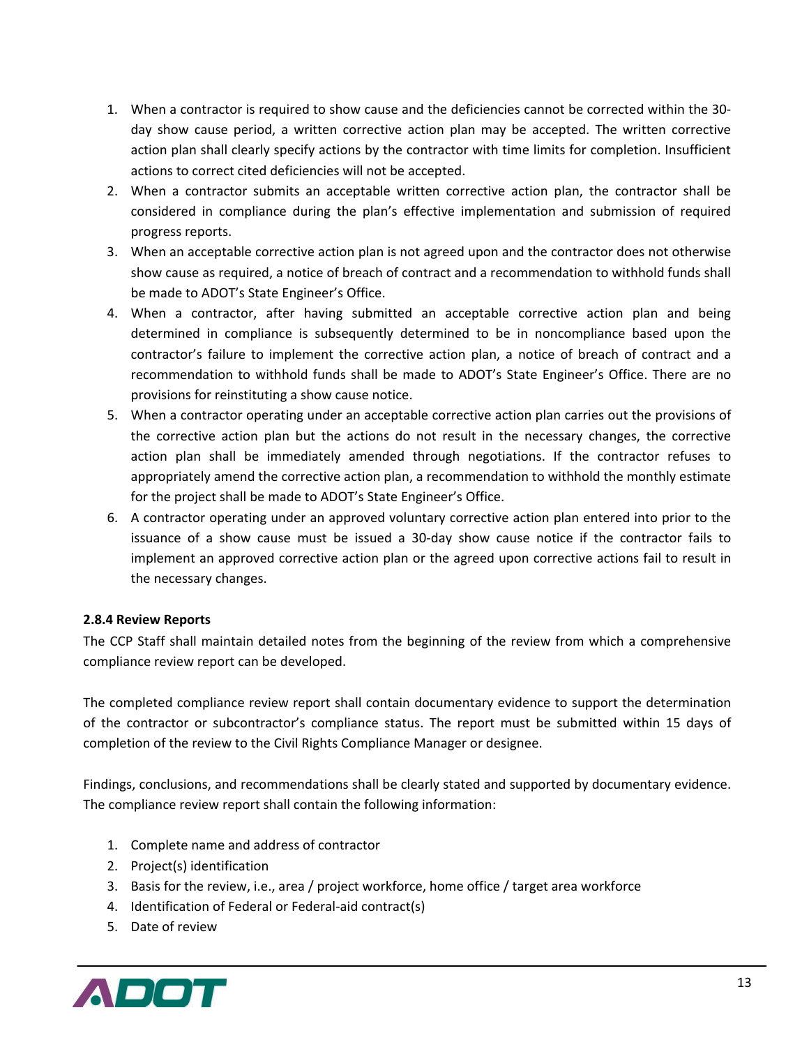1. When a contractor is required to show cause and the deficiencies cannot be corrected within the 30-day show cause period, a written corrective action plan may be accepted. The written corrective action plan shall clearly specify actions by the contractor with time limits for completion. Insufficient actions to correct cited deficiencies will not be accepted.
2. When a contractor submits an acceptable written corrective action plan, the contractor shall be considered in compliance during the plan's effective implementation and submission of required progress reports.
3. When an acceptable corrective action plan is not agreed upon and the contractor does not otherwise show cause as required, a notice of breach of contract and a recommendation to withhold funds shall be made to ADOT's State Engineer's Office.
4. When a contractor, after having submitted an acceptable corrective action plan and being determined in compliance is subsequently determined to be in noncompliance based upon the contractor's failure to implement the corrective action plan, a notice of breach of contract and a recommendation to withhold funds shall be made to ADOT's State Engineer's Office. There are no provisions for reinstituting a show cause notice.
5. When a contractor operating under an acceptable corrective action plan carries out the provisions of the corrective action plan but the actions do not result in the necessary changes, the corrective action plan shall be immediately amended through negotiations. If the contractor refuses to appropriately amend the corrective action plan, a recommendation to withhold the monthly estimate for the project shall be made to ADOT's State Engineer's Office.
6. A contractor operating under an approved voluntary corrective action plan entered into prior to the issuance of a show cause must be issued a 30-day show cause notice if the contractor fails to implement an approved corrective action plan or the agreed upon corrective actions fail to result in the necessary changes.

**2.8.4 Review Reports**

The CCP Staff shall maintain detailed notes from the beginning of the review from which a comprehensive compliance review report can be developed.

The completed compliance review report shall contain documentary evidence to support the determination of the contractor or subcontractor's compliance status. The report must be submitted within 15 days of completion of the review to the Civil Rights Compliance Manager or designee.

Findings, conclusions, and recommendations shall be clearly stated and supported by documentary evidence. The compliance review report shall contain the following information:

1. Complete name and address of contractor
2. Project(s) identification
3. Basis for the review, i.e., area / project workforce, home office / target area workforce
4. Identification of Federal or Federal-aid contract(s)
5. Date of review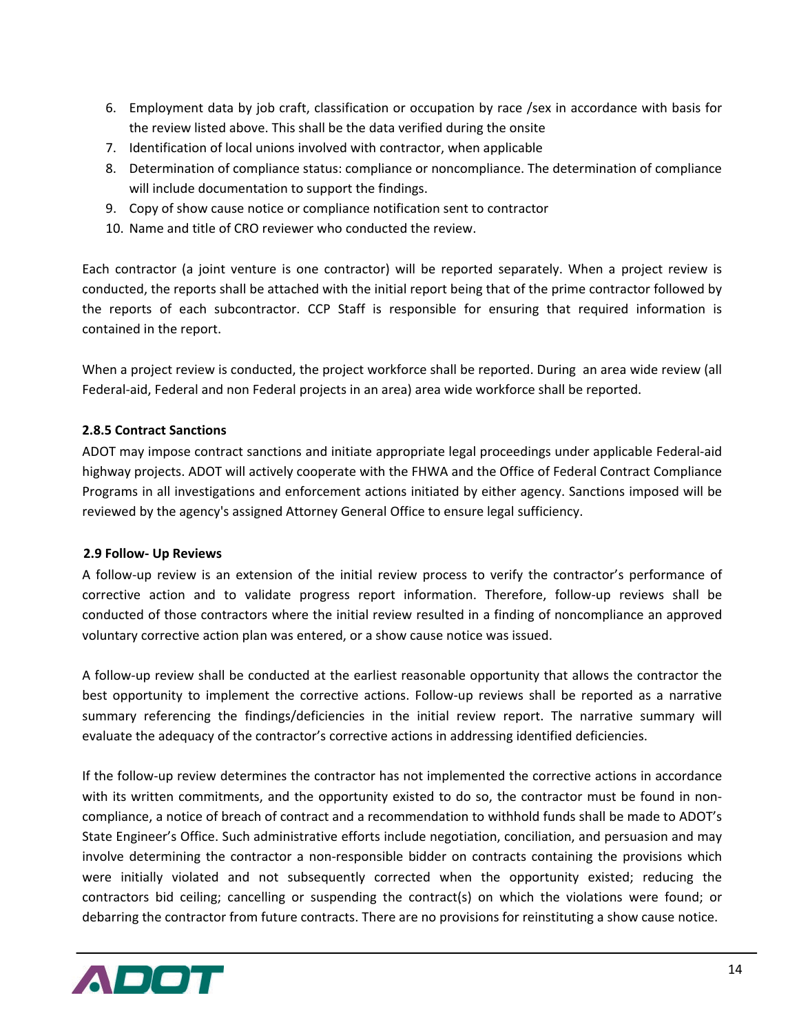6. Employment data by job craft, classification or occupation by race /sex in accordance with basis for the review listed above. This shall be the data verified during the onsite
7. Identification of local unions involved with contractor, when applicable
8. Determination of compliance status: compliance or noncompliance. The determination of compliance will include documentation to support the findings.
9. Copy of show cause notice or compliance notification sent to contractor
10. Name and title of CRO reviewer who conducted the review.

Each contractor (a joint venture is one contractor) will be reported separately. When a project review is conducted, the reports shall be attached with the initial report being that of the prime contractor followed by the reports of each subcontractor. CCP Staff is responsible for ensuring that required information is contained in the report.

When a project review is conducted, the project workforce shall be reported. During an area wide review (all Federal-aid, Federal and non Federal projects in an area) area wide workforce shall be reported.

### 2.8.5 Contract Sanctions

ADOT may impose contract sanctions and initiate appropriate legal proceedings under applicable Federal-aid highway projects. ADOT will actively cooperate with the FHWA and the Office of Federal Contract Compliance Programs in all investigations and enforcement actions initiated by either agency. Sanctions imposed will be reviewed by the agency's assigned Attorney General Office to ensure legal sufficiency.

## 2.9 Follow- Up Reviews

A follow-up review is an extension of the initial review process to verify the contractor's performance of corrective action and to validate progress report information. Therefore, follow-up reviews shall be conducted of those contractors where the initial review resulted in a finding of noncompliance an approved voluntary corrective action plan was entered, or a show cause notice was issued.

A follow-up review shall be conducted at the earliest reasonable opportunity that allows the contractor the best opportunity to implement the corrective actions. Follow-up reviews shall be reported as a narrative summary referencing the findings/deficiencies in the initial review report. The narrative summary will evaluate the adequacy of the contractor's corrective actions in addressing identified deficiencies.

If the follow-up review determines the contractor has not implemented the corrective actions in accordance with its written commitments, and the opportunity existed to do so, the contractor must be found in non-compliance, a notice of breach of contract and a recommendation to withhold funds shall be made to ADOT's State Engineer's Office. Such administrative efforts include negotiation, conciliation, and persuasion and may involve determining the contractor a non-responsible bidder on contracts containing the provisions which were initially violated and not subsequently corrected when the opportunity existed; reducing the contractors bid ceiling; cancelling or suspending the contract(s) on which the violations were found; or debarring the contractor from future contracts. There are no provisions for reinstituting a show cause notice.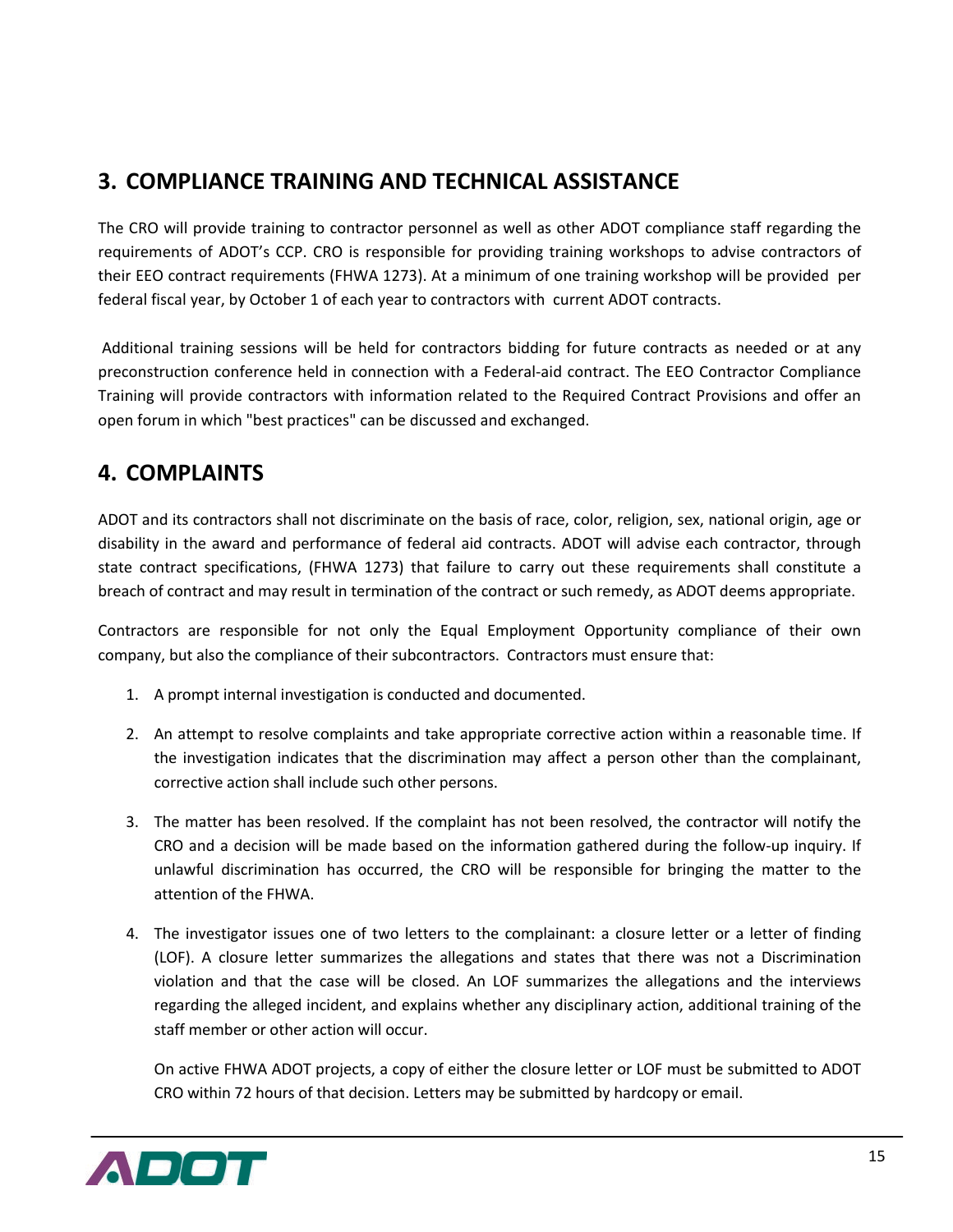## 3. COMPLIANCE TRAINING AND TECHNICAL ASSISTANCE

The CRO will provide training to contractor personnel as well as other ADOT compliance staff regarding the requirements of ADOT's CCP. CRO is responsible for providing training workshops to advise contractors of their EEO contract requirements (FHWA 1273). At a minimum of one training workshop will be provided per federal fiscal year, by October 1 of each year to contractors with current ADOT contracts.

Additional training sessions will be held for contractors bidding for future contracts as needed or at any preconstruction conference held in connection with a Federal-aid contract. The EEO Contractor Compliance Training will provide contractors with information related to the Required Contract Provisions and offer an open forum in which "best practices" can be discussed and exchanged.

## 4. COMPLAINTS

ADOT and its contractors shall not discriminate on the basis of race, color, religion, sex, national origin, age or disability in the award and performance of federal aid contracts. ADOT will advise each contractor, through state contract specifications, (FHWA 1273) that failure to carry out these requirements shall constitute a breach of contract and may result in termination of the contract or such remedy, as ADOT deems appropriate.

Contractors are responsible for not only the Equal Employment Opportunity compliance of their own company, but also the compliance of their subcontractors. Contractors must ensure that:

1. A prompt internal investigation is conducted and documented.
2. An attempt to resolve complaints and take appropriate corrective action within a reasonable time. If the investigation indicates that the discrimination may affect a person other than the complainant, corrective action shall include such other persons.
3. The matter has been resolved. If the complaint has not been resolved, the contractor will notify the CRO and a decision will be made based on the information gathered during the follow-up inquiry. If unlawful discrimination has occurred, the CRO will be responsible for bringing the matter to the attention of the FHWA.
4. The investigator issues one of two letters to the complainant: a closure letter or a letter of finding (LOF). A closure letter summarizes the allegations and states that there was not a Discrimination violation and that the case will be closed. An LOF summarizes the allegations and the interviews regarding the alleged incident, and explains whether any disciplinary action, additional training of the staff member or other action will occur.

   On active FHWA ADOT projects, a copy of either the closure letter or LOF must be submitted to ADOT CRO within 72 hours of that decision. Letters may be submitted by hardcopy or email.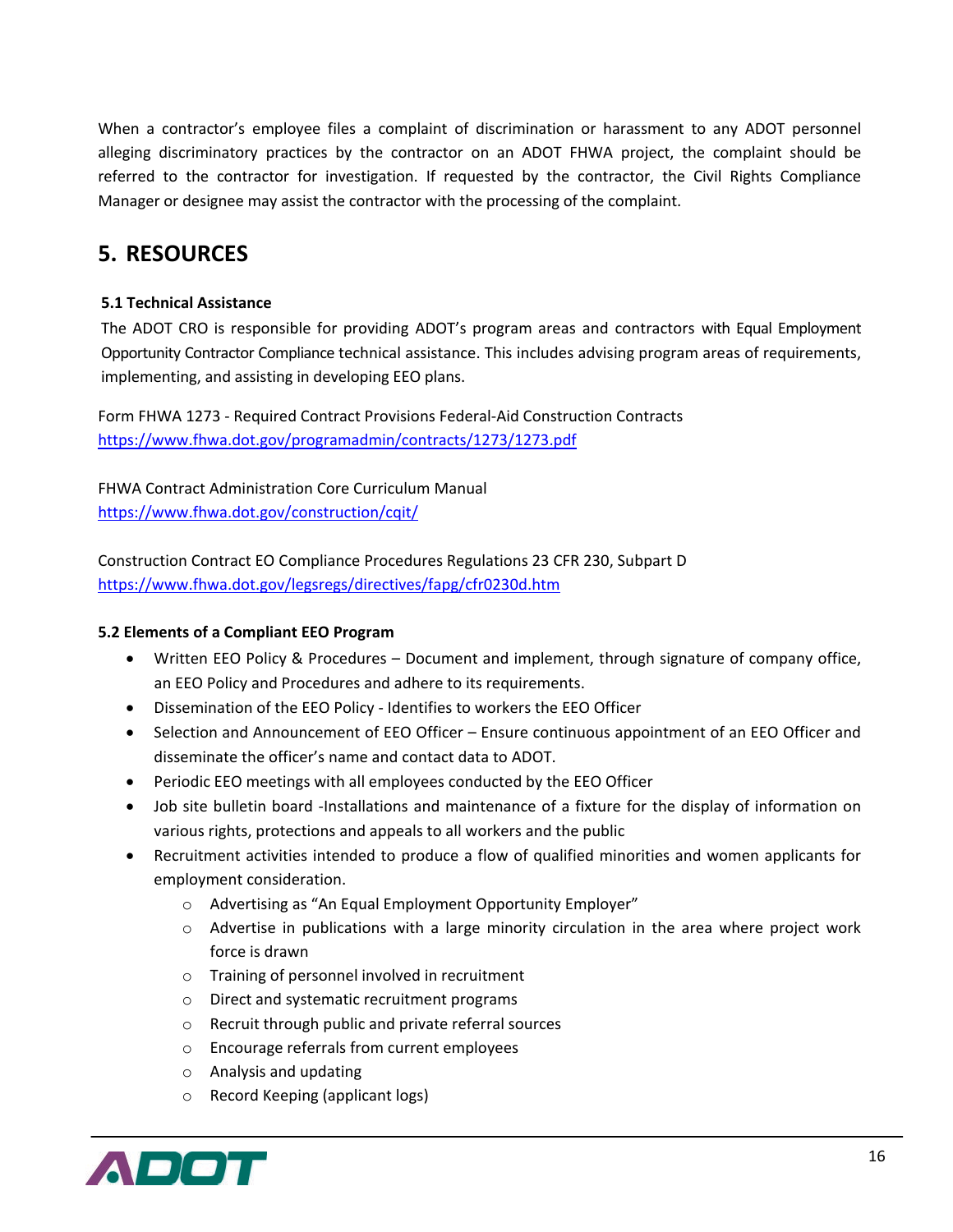When a contractor's employee files a complaint of discrimination or harassment to any ADOT personnel alleging discriminatory practices by the contractor on an ADOT FHWA project, the complaint should be referred to the contractor for investigation. If requested by the contractor, the Civil Rights Compliance Manager or designee may assist the contractor with the processing of the complaint.

# 5. RESOURCES

### 5.1 Technical Assistance

The ADOT CRO is responsible for providing ADOT's program areas and contractors with Equal Employment Opportunity Contractor Compliance technical assistance. This includes advising program areas of requirements, implementing, and assisting in developing EEO plans.

Form FHWA 1273 - Required Contract Provisions Federal-Aid Construction Contracts
https://www.fhwa.dot.gov/programadmin/contracts/1273/1273.pdf

FHWA Contract Administration Core Curriculum Manual
https://www.fhwa.dot.gov/construction/cqit/

Construction Contract EO Compliance Procedures Regulations 23 CFR 230, Subpart D
https://www.fhwa.dot.gov/legsregs/directives/fapg/cfr0230d.htm

### 5.2 Elements of a Compliant EEO Program

- Written EEO Policy & Procedures – Document and implement, through signature of company office, an EEO Policy and Procedures and adhere to its requirements.
- Dissemination of the EEO Policy - Identifies to workers the EEO Officer
- Selection and Announcement of EEO Officer – Ensure continuous appointment of an EEO Officer and disseminate the officer's name and contact data to ADOT.
- Periodic EEO meetings with all employees conducted by the EEO Officer
- Job site bulletin board -Installations and maintenance of a fixture for the display of information on various rights, protections and appeals to all workers and the public
- Recruitment activities intended to produce a flow of qualified minorities and women applicants for employment consideration.
  - Advertising as "An Equal Employment Opportunity Employer"
  - Advertise in publications with a large minority circulation in the area where project work force is drawn
  - Training of personnel involved in recruitment
  - Direct and systematic recruitment programs
  - Recruit through public and private referral sources
  - Encourage referrals from current employees
  - Analysis and updating
  - Record Keeping (applicant logs)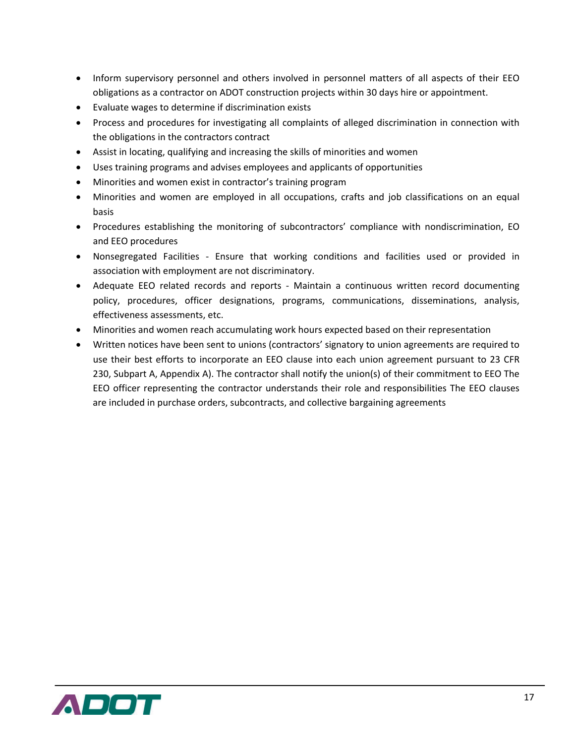- Inform supervisory personnel and others involved in personnel matters of all aspects of their EEO obligations as a contractor on ADOT construction projects within 30 days hire or appointment.
- Evaluate wages to determine if discrimination exists
- Process and procedures for investigating all complaints of alleged discrimination in connection with the obligations in the contractors contract
- Assist in locating, qualifying and increasing the skills of minorities and women
- Uses training programs and advises employees and applicants of opportunities
- Minorities and women exist in contractor's training program
- Minorities and women are employed in all occupations, crafts and job classifications on an equal basis
- Procedures establishing the monitoring of subcontractors' compliance with nondiscrimination, EO and EEO procedures
- Nonsegregated Facilities - Ensure that working conditions and facilities used or provided in association with employment are not discriminatory.
- Adequate EEO related records and reports - Maintain a continuous written record documenting policy, procedures, officer designations, programs, communications, disseminations, analysis, effectiveness assessments, etc.
- Minorities and women reach accumulating work hours expected based on their representation
- Written notices have been sent to unions (contractors' signatory to union agreements are required to use their best efforts to incorporate an EEO clause into each union agreement pursuant to 23 CFR 230, Subpart A, Appendix A). The contractor shall notify the union(s) of their commitment to EEO The EEO officer representing the contractor understands their role and responsibilities The EEO clauses are included in purchase orders, subcontracts, and collective bargaining agreements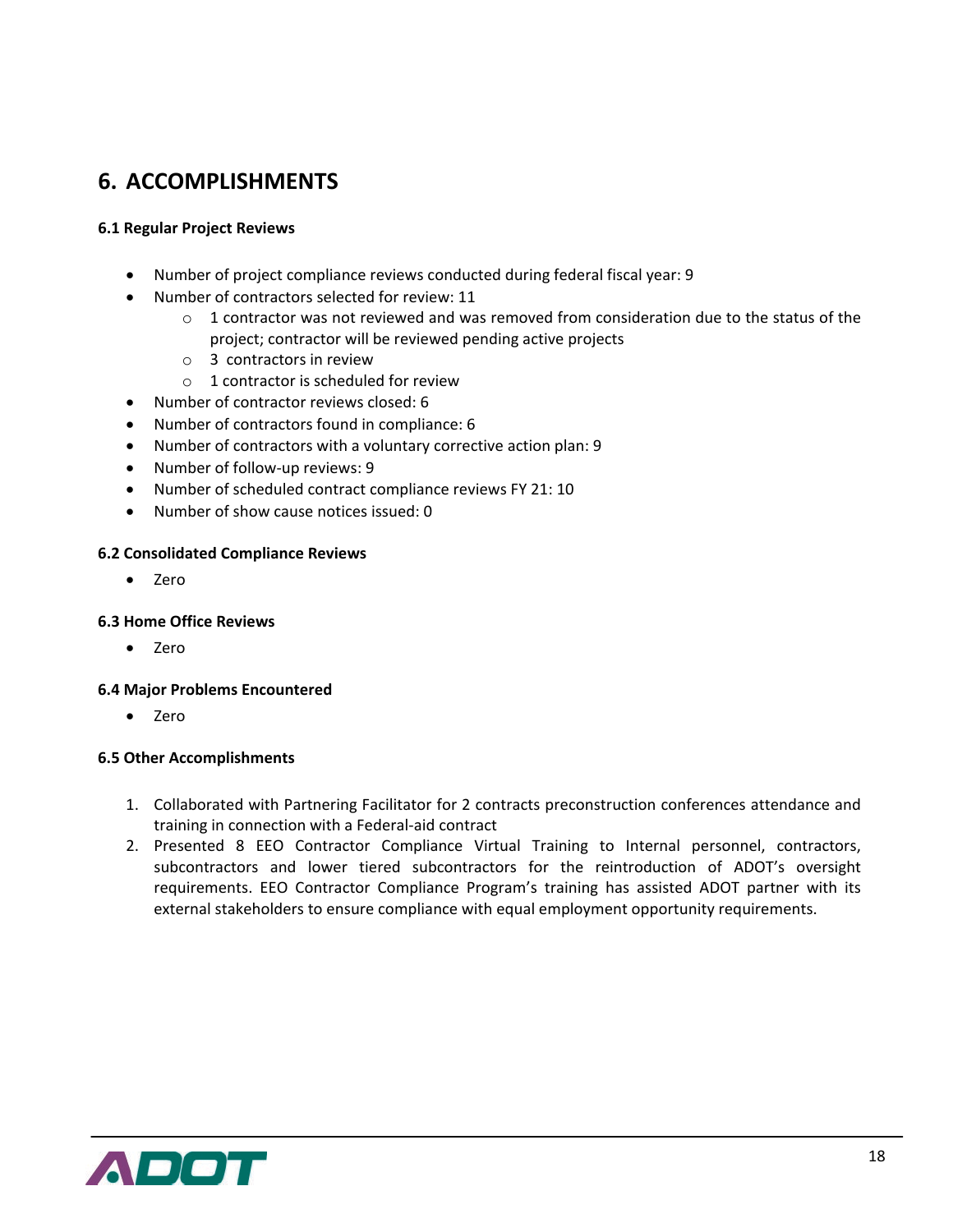# 6. ACCOMPLISHMENTS

**6.1 Regular Project Reviews**

- Number of project compliance reviews conducted during federal fiscal year: 9
- Number of contractors selected for review: 11
  - 1 contractor was not reviewed and was removed from consideration due to the status of the project; contractor will be reviewed pending active projects
  - 3 contractors in review
  - 1 contractor is scheduled for review
- Number of contractor reviews closed: 6
- Number of contractors found in compliance: 6
- Number of contractors with a voluntary corrective action plan: 9
- Number of follow-up reviews: 9
- Number of scheduled contract compliance reviews FY 21: 10
- Number of show cause notices issued: 0

**6.2 Consolidated Compliance Reviews**

- Zero

**6.3 Home Office Reviews**

- Zero

**6.4 Major Problems Encountered**

- Zero

**6.5 Other Accomplishments**

1. Collaborated with Partnering Facilitator for 2 contracts preconstruction conferences attendance and training in connection with a Federal-aid contract
2. Presented 8 EEO Contractor Compliance Virtual Training to Internal personnel, contractors, subcontractors and lower tiered subcontractors for the reintroduction of ADOT's oversight requirements. EEO Contractor Compliance Program's training has assisted ADOT partner with its external stakeholders to ensure compliance with equal employment opportunity requirements.